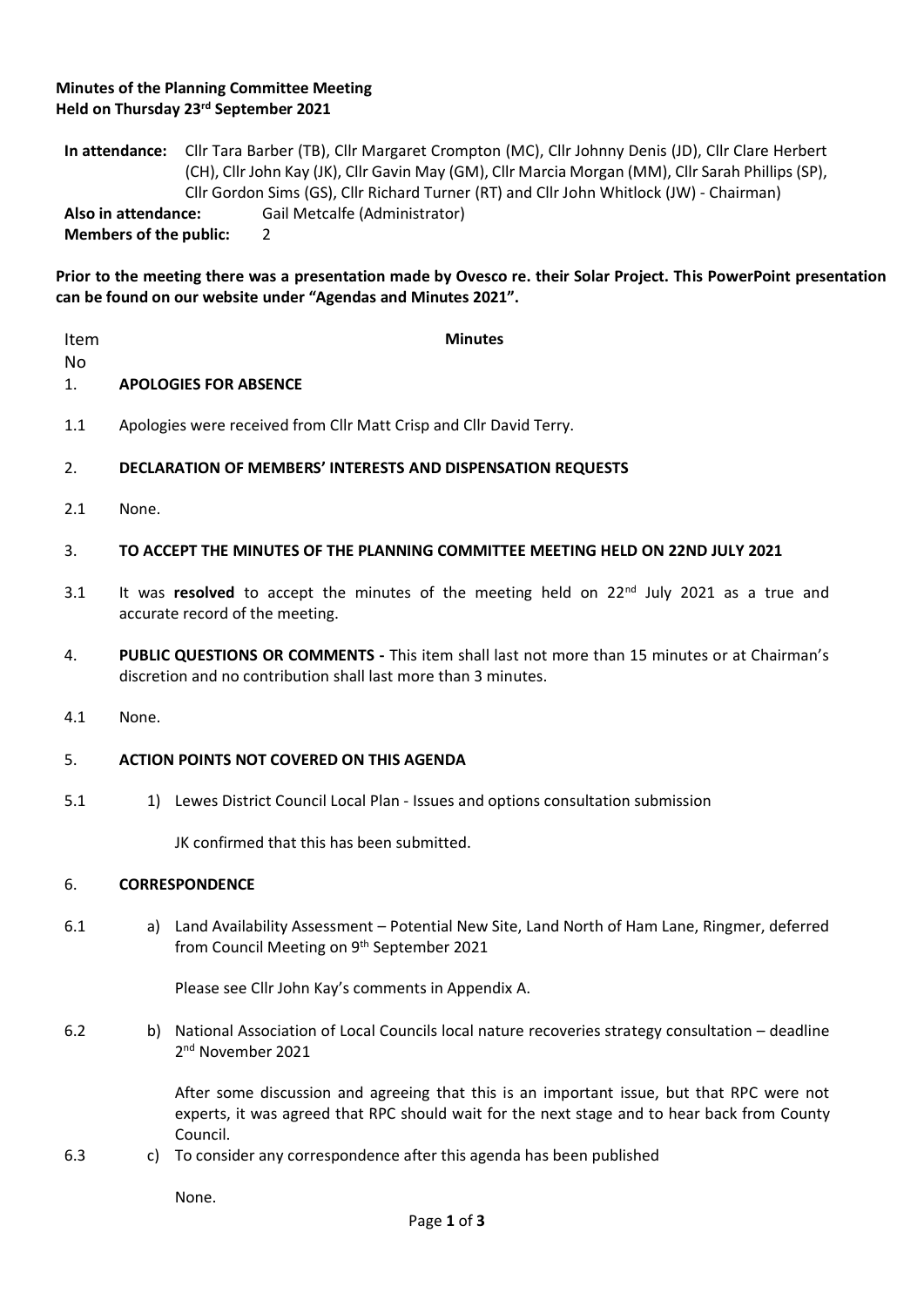**Minutes of the Planning Committee Meeting**
**Held on Thursday 23rd September 2021**

**In attendance:** Cllr Tara Barber (TB), Cllr Margaret Crompton (MC), Cllr Johnny Denis (JD), Cllr Clare Herbert (CH), Cllr John Kay (JK), Cllr Gavin May (GM), Cllr Marcia Morgan (MM), Cllr Sarah Phillips (SP), Cllr Gordon Sims (GS), Cllr Richard Turner (RT) and Cllr John Whitlock (JW) - Chairman)
**Also in attendance:** Gail Metcalfe (Administrator)
**Members of the public:** 2

**Prior to the meeting there was a presentation made by Ovesco re. their Solar Project. This PowerPoint presentation can be found on our website under "Agendas and Minutes 2021".**

| Item No | Minutes |
|---|---|
| 1. | **APOLOGIES FOR ABSENCE** |
| 1.1 | Apologies were received from Cllr Matt Crisp and Cllr David Terry. |
| 2. | **DECLARATION OF MEMBERS' INTERESTS AND DISPENSATION REQUESTS** |
| 2.1 | None. |
| 3. | **TO ACCEPT THE MINUTES OF THE PLANNING COMMITTEE MEETING HELD ON 22ND JULY 2021** |
| 3.1 | It was **resolved** to accept the minutes of the meeting held on 22nd July 2021 as a true and accurate record of the meeting. |
| 4. | **PUBLIC QUESTIONS OR COMMENTS -** This item shall last not more than 15 minutes or at Chairman's discretion and no contribution shall last more than 3 minutes. |
| 4.1 | None. |
| 5. | **ACTION POINTS NOT COVERED ON THIS AGENDA** |
| 5.1 | 1) Lewes District Council Local Plan - Issues and options consultation submission<br><br>JK confirmed that this has been submitted. |
| 6. | **CORRESPONDENCE** |
| 6.1 | a) Land Availability Assessment – Potential New Site, Land North of Ham Lane, Ringmer, deferred from Council Meeting on 9th September 2021<br><br>Please see Cllr John Kay's comments in Appendix A. |
| 6.2 | b) National Association of Local Councils local nature recoveries strategy consultation – deadline 2nd November 2021<br><br>After some discussion and agreeing that this is an important issue, but that RPC were not experts, it was agreed that RPC should wait for the next stage and to hear back from County Council. |
| 6.3 | c) To consider any correspondence after this agenda has been published<br><br>None. |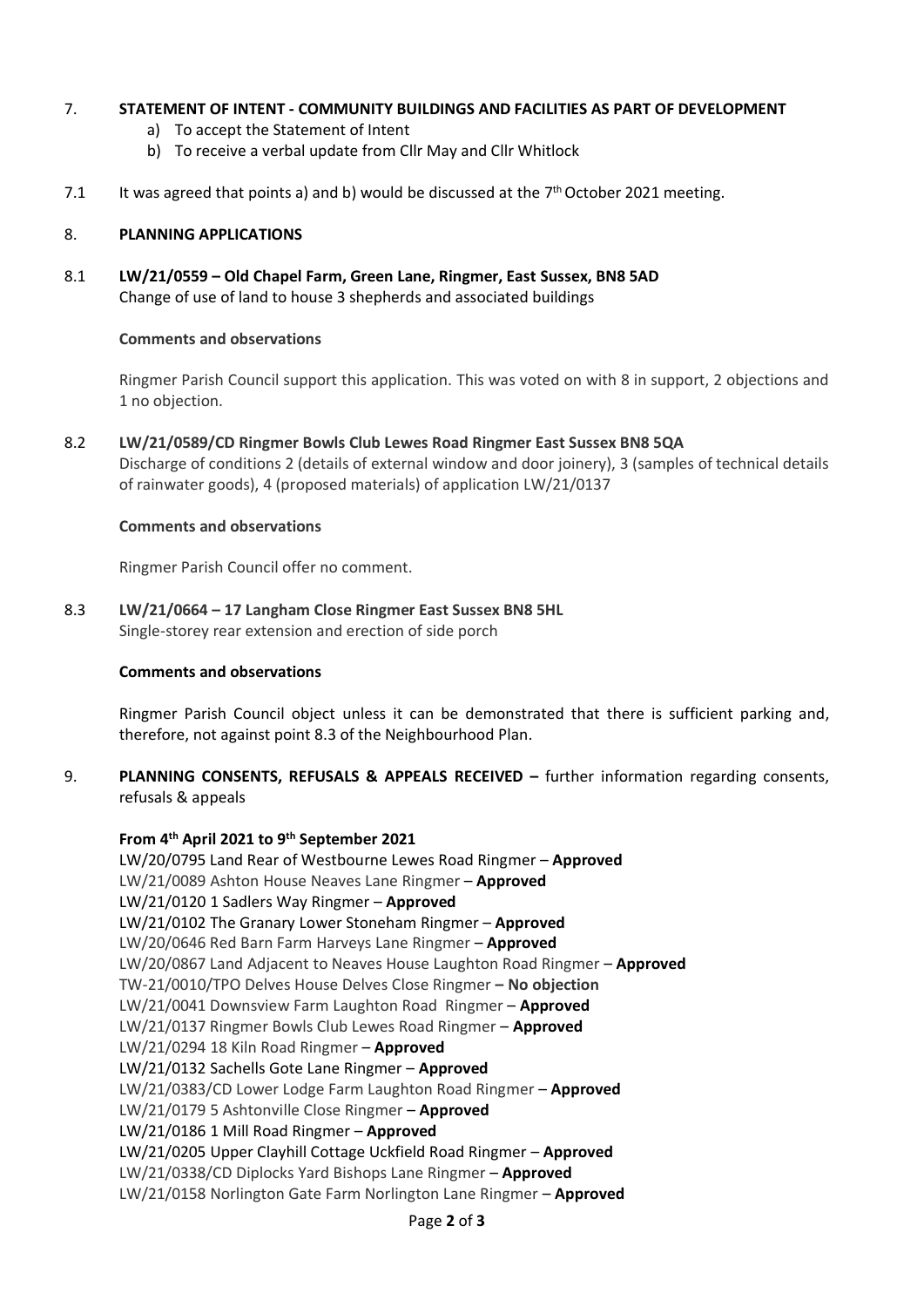7. **STATEMENT OF INTENT - COMMUNITY BUILDINGS AND FACILITIES AS PART OF DEVELOPMENT**

   a) To accept the Statement of Intent
   b) To receive a verbal update from Cllr May and Cllr Whitlock

7.1 It was agreed that points a) and b) would be discussed at the 7th October 2021 meeting.

8. **PLANNING APPLICATIONS**

8.1 **LW/21/0559 – Old Chapel Farm, Green Lane, Ringmer, East Sussex, BN8 5AD**
Change of use of land to house 3 shepherds and associated buildings

**Comments and observations**

Ringmer Parish Council support this application. This was voted on with 8 in support, 2 objections and 1 no objection.

8.2 **LW/21/0589/CD Ringmer Bowls Club Lewes Road Ringmer East Sussex BN8 5QA**
Discharge of conditions 2 (details of external window and door joinery), 3 (samples of technical details of rainwater goods), 4 (proposed materials) of application LW/21/0137

**Comments and observations**

Ringmer Parish Council offer no comment.

8.3 **LW/21/0664 – 17 Langham Close Ringmer East Sussex BN8 5HL**
Single-storey rear extension and erection of side porch

**Comments and observations**

Ringmer Parish Council object unless it can be demonstrated that there is sufficient parking and, therefore, not against point 8.3 of the Neighbourhood Plan.

9. **PLANNING CONSENTS, REFUSALS & APPEALS RECEIVED –** further information regarding consents, refusals & appeals

**From 4th April 2021 to 9th September 2021**

LW/20/0795 Land Rear of Westbourne Lewes Road Ringmer – **Approved**
LW/21/0089 Ashton House Neaves Lane Ringmer – **Approved**
LW/21/0120 1 Sadlers Way Ringmer – **Approved**
LW/21/0102 The Granary Lower Stoneham Ringmer – **Approved**
LW/20/0646 Red Barn Farm Harveys Lane Ringmer – **Approved**
LW/20/0867 Land Adjacent to Neaves House Laughton Road Ringmer – **Approved**
TW-21/0010/TPO Delves House Delves Close Ringmer **– No objection**
LW/21/0041 Downsview Farm Laughton Road Ringmer – **Approved**
LW/21/0137 Ringmer Bowls Club Lewes Road Ringmer – **Approved**
LW/21/0294 18 Kiln Road Ringmer – **Approved**
LW/21/0132 Sachells Gote Lane Ringmer – **Approved**
LW/21/0383/CD Lower Lodge Farm Laughton Road Ringmer – **Approved**
LW/21/0179 5 Ashtonville Close Ringmer – **Approved**
LW/21/0186 1 Mill Road Ringmer – **Approved**
LW/21/0205 Upper Clayhill Cottage Uckfield Road Ringmer – **Approved**
LW/21/0338/CD Diplocks Yard Bishops Lane Ringmer – **Approved**
LW/21/0158 Norlington Gate Farm Norlington Lane Ringmer – **Approved**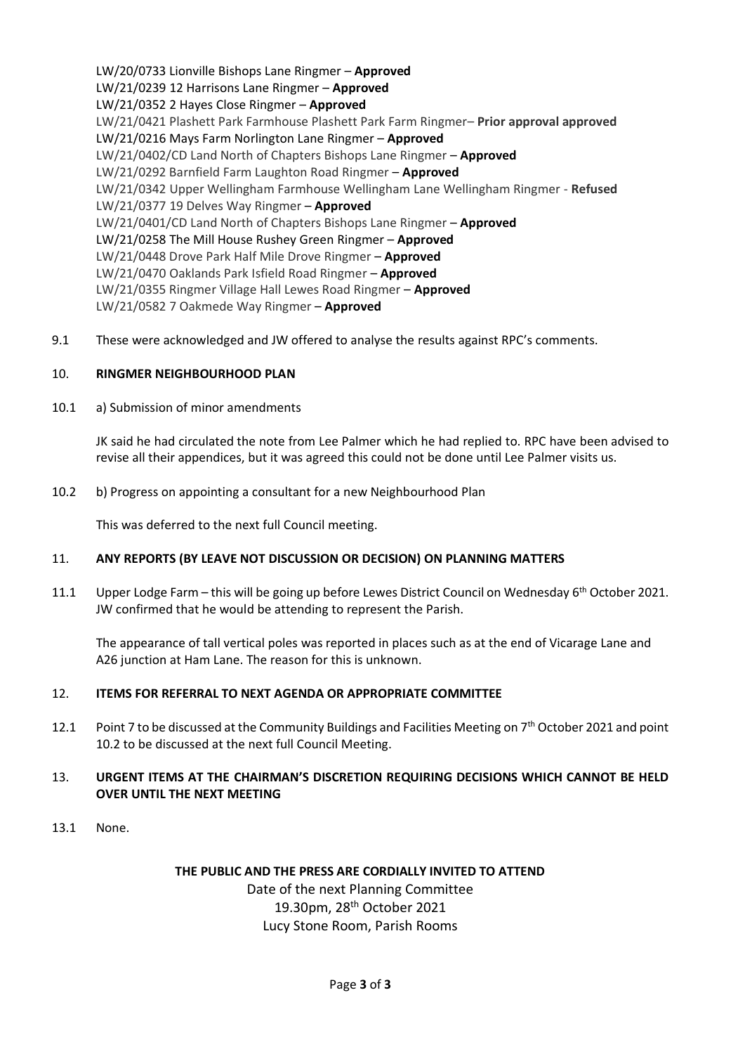LW/20/0733 Lionville Bishops Lane Ringmer – **Approved**
LW/21/0239 12 Harrisons Lane Ringmer – **Approved**
LW/21/0352 2 Hayes Close Ringmer – **Approved**
LW/21/0421 Plashett Park Farmhouse Plashett Park Farm Ringmer– **Prior approval approved**
LW/21/0216 Mays Farm Norlington Lane Ringmer – **Approved**
LW/21/0402/CD Land North of Chapters Bishops Lane Ringmer – **Approved**
LW/21/0292 Barnfield Farm Laughton Road Ringmer – **Approved**
LW/21/0342 Upper Wellingham Farmhouse Wellingham Lane Wellingham Ringmer - **Refused**
LW/21/0377 19 Delves Way Ringmer – **Approved**
LW/21/0401/CD Land North of Chapters Bishops Lane Ringmer – **Approved**
LW/21/0258 The Mill House Rushey Green Ringmer – **Approved**
LW/21/0448 Drove Park Half Mile Drove Ringmer – **Approved**
LW/21/0470 Oaklands Park Isfield Road Ringmer – **Approved**
LW/21/0355 Ringmer Village Hall Lewes Road Ringmer – **Approved**
LW/21/0582 7 Oakmede Way Ringmer – **Approved**

9.1 These were acknowledged and JW offered to analyse the results against RPC's comments.

10. **RINGMER NEIGHBOURHOOD PLAN**

10.1 a) Submission of minor amendments

JK said he had circulated the note from Lee Palmer which he had replied to. RPC have been advised to revise all their appendices, but it was agreed this could not be done until Lee Palmer visits us.

10.2 b) Progress on appointing a consultant for a new Neighbourhood Plan

This was deferred to the next full Council meeting.

11. **ANY REPORTS (BY LEAVE NOT DISCUSSION OR DECISION) ON PLANNING MATTERS**

11.1 Upper Lodge Farm – this will be going up before Lewes District Council on Wednesday 6th October 2021. JW confirmed that he would be attending to represent the Parish.

The appearance of tall vertical poles was reported in places such as at the end of Vicarage Lane and A26 junction at Ham Lane. The reason for this is unknown.

12. **ITEMS FOR REFERRAL TO NEXT AGENDA OR APPROPRIATE COMMITTEE**

12.1 Point 7 to be discussed at the Community Buildings and Facilities Meeting on 7th October 2021 and point 10.2 to be discussed at the next full Council Meeting.

13. **URGENT ITEMS AT THE CHAIRMAN'S DISCRETION REQUIRING DECISIONS WHICH CANNOT BE HELD OVER UNTIL THE NEXT MEETING**

13.1 None.

**THE PUBLIC AND THE PRESS ARE CORDIALLY INVITED TO ATTEND**

Date of the next Planning Committee
19.30pm, 28th October 2021
Lucy Stone Room, Parish Rooms